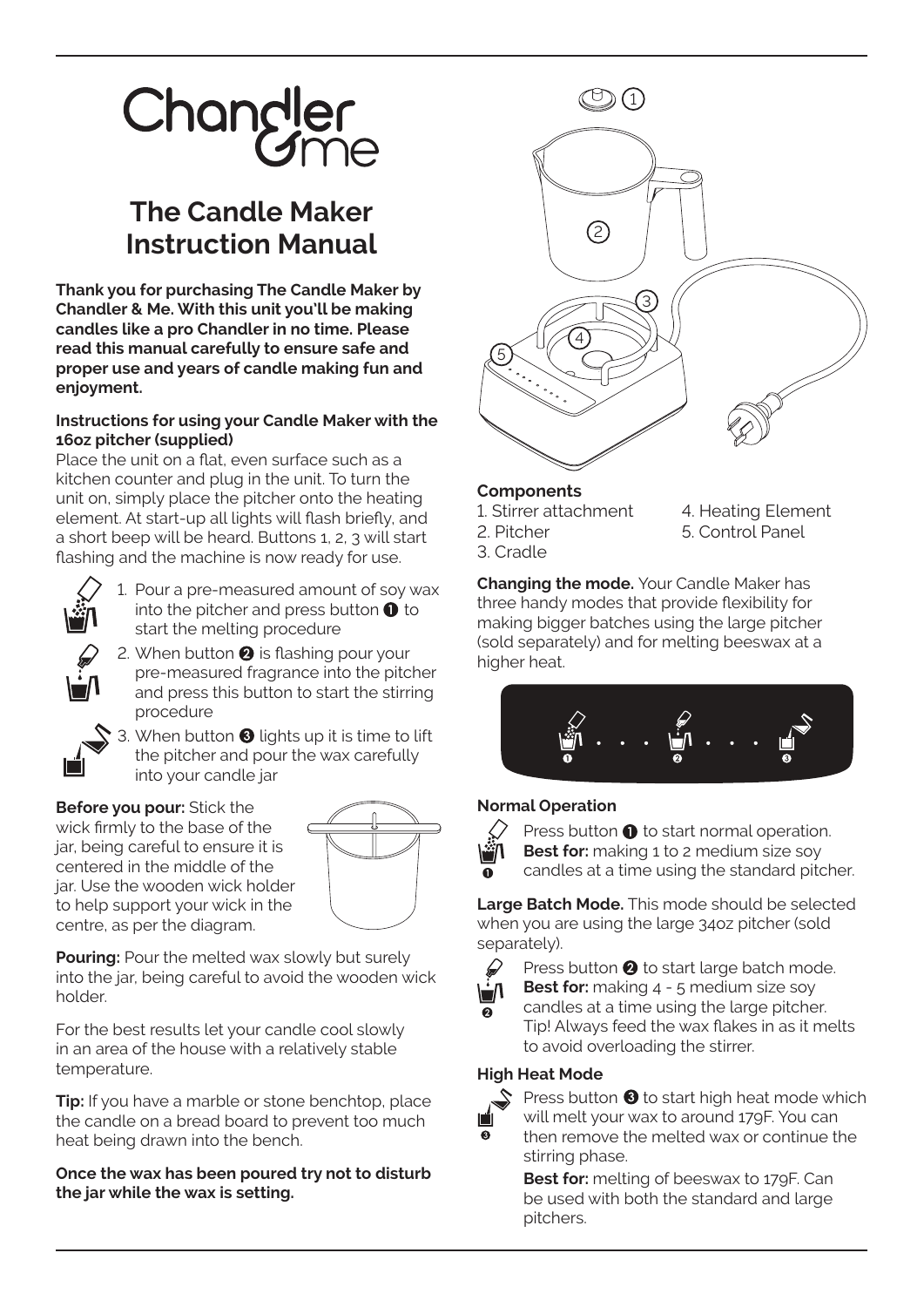# Chandler & me

## The Candle Maker Instruction Manual

**Thank you for purchasing The Candle Maker by Chandler & Me. With this unit you'll be making candles like a pro Chandler in no time. Please read this manual carefully to ensure safe and proper use and years of candle making fun and enjoyment.**

**Instructions for using your Candle Maker with the 16oz pitcher (supplied)**

Place the unit on a flat, even surface such as a kitchen counter and plug in the unit. To turn the unit on, simply place the pitcher onto the heating element. At start-up all lights will flash briefly, and a short beep will be heard. Buttons 1, 2, 3 will start flashing and the machine is now ready for use.

1. Pour a pre-measured amount of soy wax into the pitcher and press button ❶ to start the melting procedure
2. When button ❷ is flashing pour your pre-measured fragrance into the pitcher and press this button to start the stirring procedure
3. When button ❸ lights up it is time to lift the pitcher and pour the wax carefully into your candle jar

**Before you pour:** Stick the wick firmly to the base of the jar, being careful to ensure it is centered in the middle of the jar. Use the wooden wick holder to help support your wick in the centre, as per the diagram.

**Pouring:** Pour the melted wax slowly but surely into the jar, being careful to avoid the wooden wick holder.

For the best results let your candle cool slowly in an area of the house with a relatively stable temperature.

**Tip:** If you have a marble or stone benchtop, place the candle on a bread board to prevent too much heat being drawn into the bench.

**Once the wax has been poured try not to disturb the jar while the wax is setting.**

### Components

1. Stirrer attachment
2. Pitcher
3. Cradle
4. Heating Element
5. Control Panel

**Changing the mode.** Your Candle Maker has three handy modes that provide flexibility for making bigger batches using the large pitcher (sold separately) and for melting beeswax at a higher heat.

### Normal Operation

Press button ❶ to start normal operation.
**Best for:** making 1 to 2 medium size soy candles at a time using the standard pitcher.

**Large Batch Mode.** This mode should be selected when you are using the large 34oz pitcher (sold separately).

Press button ❷ to start large batch mode.
**Best for:** making 4 - 5 medium size soy candles at a time using the large pitcher.
Tip! Always feed the wax flakes in as it melts to avoid overloading the stirrer.

### High Heat Mode

Press button ❸ to start high heat mode which will melt your wax to around 179F. You can then remove the melted wax or continue the stirring phase.

**Best for:** melting of beeswax to 179F. Can be used with both the standard and large pitchers.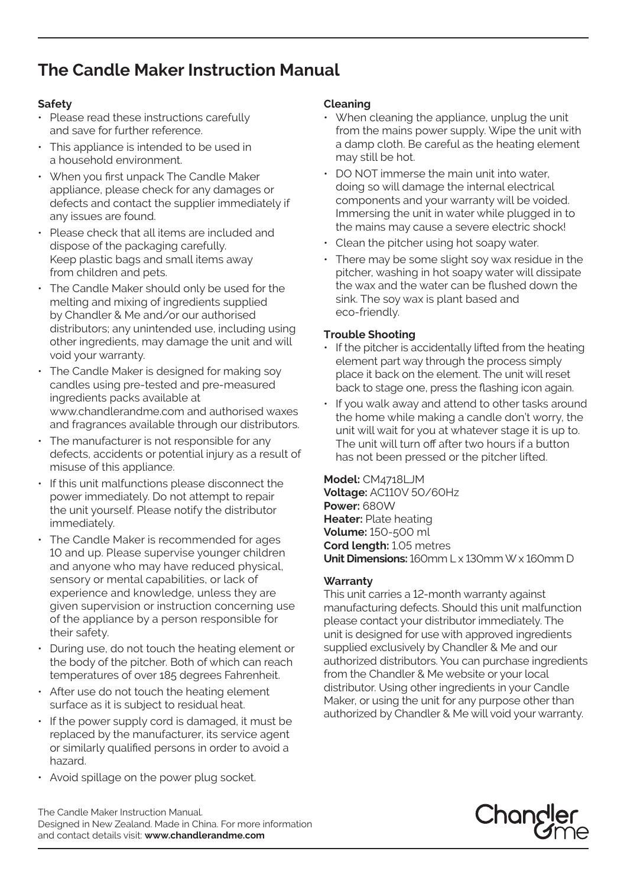# The Candle Maker Instruction Manual

### Safety

- Please read these instructions carefully and save for further reference.
- This appliance is intended to be used in a household environment.
- When you first unpack The Candle Maker appliance, please check for any damages or defects and contact the supplier immediately if any issues are found.
- Please check that all items are included and dispose of the packaging carefully. Keep plastic bags and small items away from children and pets.
- The Candle Maker should only be used for the melting and mixing of ingredients supplied by Chandler & Me and/or our authorised distributors; any unintended use, including using other ingredients, may damage the unit and will void your warranty.
- The Candle Maker is designed for making soy candles using pre-tested and pre-measured ingredients packs available at www.chandlerandme.com and authorised waxes and fragrances available through our distributors.
- The manufacturer is not responsible for any defects, accidents or potential injury as a result of misuse of this appliance.
- If this unit malfunctions please disconnect the power immediately. Do not attempt to repair the unit yourself. Please notify the distributor immediately.
- The Candle Maker is recommended for ages 10 and up. Please supervise younger children and anyone who may have reduced physical, sensory or mental capabilities, or lack of experience and knowledge, unless they are given supervision or instruction concerning use of the appliance by a person responsible for their safety.
- During use, do not touch the heating element or the body of the pitcher. Both of which can reach temperatures of over 185 degrees Fahrenheit.
- After use do not touch the heating element surface as it is subject to residual heat.
- If the power supply cord is damaged, it must be replaced by the manufacturer, its service agent or similarly qualified persons in order to avoid a hazard.
- Avoid spillage on the power plug socket.

### Cleaning

- When cleaning the appliance, unplug the unit from the mains power supply. Wipe the unit with a damp cloth. Be careful as the heating element may still be hot.
- DO NOT immerse the main unit into water, doing so will damage the internal electrical components and your warranty will be voided. Immersing the unit in water while plugged in to the mains may cause a severe electric shock!
- Clean the pitcher using hot soapy water.
- There may be some slight soy wax residue in the pitcher, washing in hot soapy water will dissipate the wax and the water can be flushed down the sink. The soy wax is plant based and eco-friendly.

### Trouble Shooting

- If the pitcher is accidentally lifted from the heating element part way through the process simply place it back on the element. The unit will reset back to stage one, press the flashing icon again.
- If you walk away and attend to other tasks around the home while making a candle don't worry, the unit will wait for you at whatever stage it is up to. The unit will turn off after two hours if a button has not been pressed or the pitcher lifted.

**Model:** CM4718LJM
**Voltage:** AC110V 50/60Hz
**Power:** 680W
**Heater:** Plate heating
**Volume:** 150-500 ml
**Cord length:** 1.05 metres
**Unit Dimensions:** 160mm L x 130mm W x 160mm D

### Warranty

This unit carries a 12-month warranty against manufacturing defects. Should this unit malfunction please contact your distributor immediately. The unit is designed for use with approved ingredients supplied exclusively by Chandler & Me and our authorized distributors. You can purchase ingredients from the Chandler & Me website or your local distributor. Using other ingredients in your Candle Maker, or using the unit for any purpose other than authorized by Chandler & Me will void your warranty.

The Candle Maker Instruction Manual.
Designed in New Zealand. Made in China. For more information and contact details visit: **www.chandlerandme.com**

Chandler & me